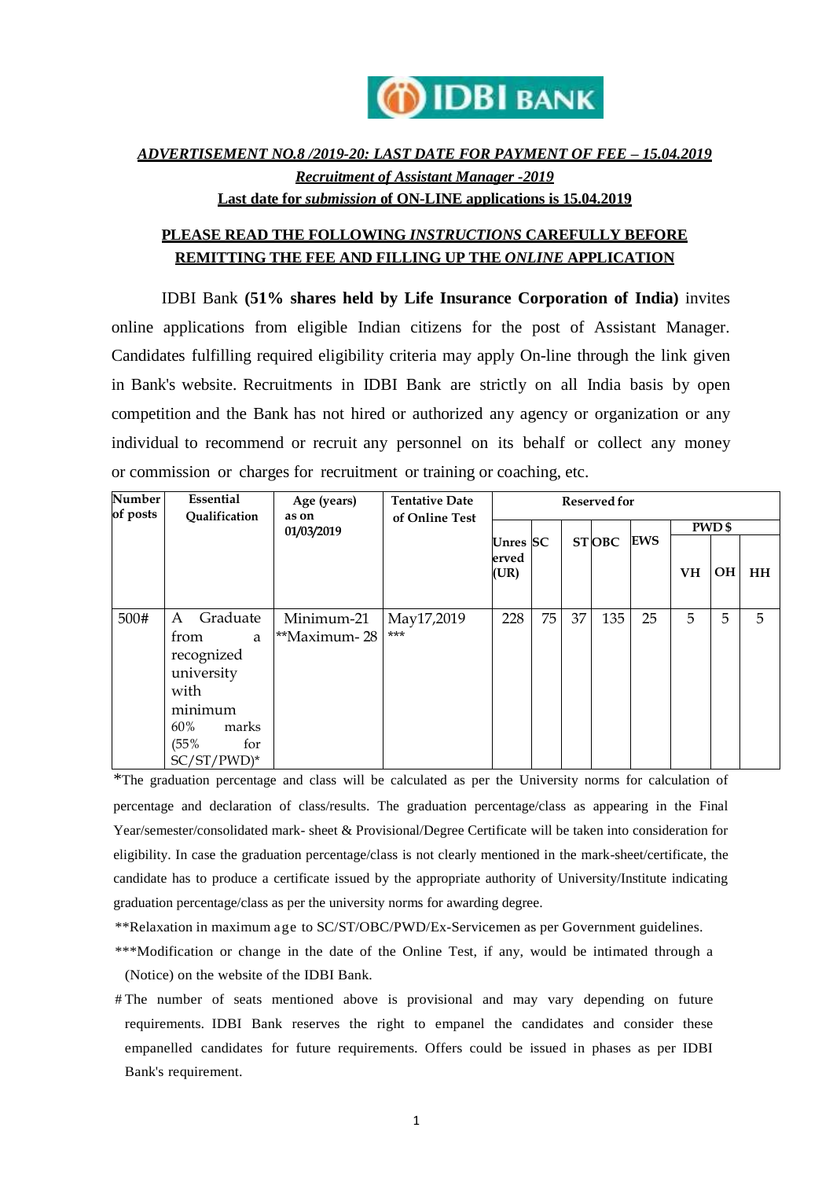IDBI BANK

***ADVERTISEMENT NO.8 /2019-20: LAST DATE FOR PAYMENT OF FEE – 15.04.2019***

***Recruitment of Assistant Manager -2019***

**Last date for *submission* of ON-LINE applications is 15.04.2019**

**PLEASE READ THE FOLLOWING *INSTRUCTIONS* CAREFULLY BEFORE REMITTING THE FEE AND FILLING UP THE *ONLINE* APPLICATION**

IDBI Bank **(51% shares held by Life Insurance Corporation of India)** invites online applications from eligible Indian citizens for the post of Assistant Manager. Candidates fulfilling required eligibility criteria may apply On-line through the link given in Bank's website. Recruitments in IDBI Bank are strictly on all India basis by open competition and the Bank has not hired or authorized any agency or organization or any individual to recommend or recruit any personnel on its behalf or collect any money or commission or charges for recruitment or training or coaching, etc.

| Number of posts | Essential Qualification | Age (years) as on 01/03/2019 | Tentative Date of Online Test | Reserved for | | | | | | | |
|---|---|---|---|---|---|---|---|---|---|---|---|
| | | | | Unreserved (UR) | SC | ST | OBC | EWS | PWD $ | | |
| | | | | | | | | | VH | OH | HH |
| 500# | A Graduate from a recognized university with minimum 60% marks (55% for SC/ST/PWD)* | Minimum-21 **Maximum- 28 | May17,2019 *** | 228 | 75 | 37 | 135 | 25 | 5 | 5 | 5 |

*The graduation percentage and class will be calculated as per the University norms for calculation of percentage and declaration of class/results. The graduation percentage/class as appearing in the Final Year/semester/consolidated mark- sheet & Provisional/Degree Certificate will be taken into consideration for eligibility. In case the graduation percentage/class is not clearly mentioned in the mark-sheet/certificate, the candidate has to produce a certificate issued by the appropriate authority of University/Institute indicating graduation percentage/class as per the university norms for awarding degree.

**Relaxation in maximum age to SC/ST/OBC/PWD/Ex-Servicemen as per Government guidelines.

***Modification or change in the date of the Online Test, if any, would be intimated through a (Notice) on the website of the IDBI Bank.

# The number of seats mentioned above is provisional and may vary depending on future requirements. IDBI Bank reserves the right to empanel the candidates and consider these empanelled candidates for future requirements. Offers could be issued in phases as per IDBI Bank's requirement.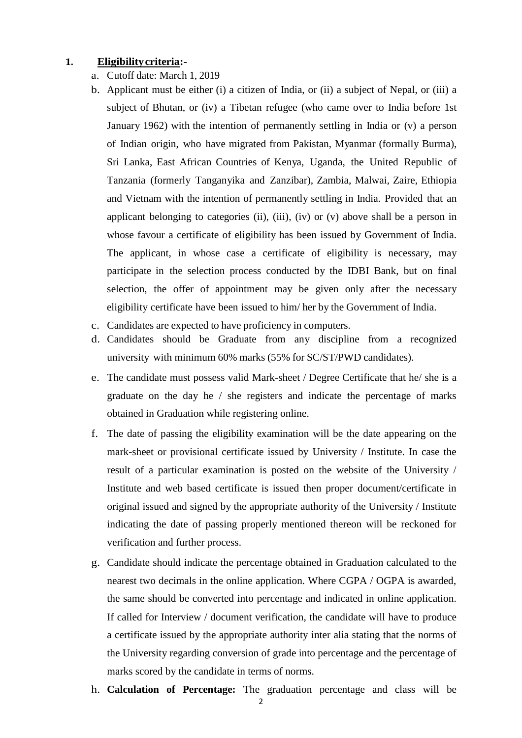1. **Eligibility criteria:-**

   a. Cutoff date: March 1, 2019

   b. Applicant must be either (i) a citizen of India, or (ii) a subject of Nepal, or (iii) a subject of Bhutan, or (iv) a Tibetan refugee (who came over to India before 1st January 1962) with the intention of permanently settling in India or (v) a person of Indian origin, who have migrated from Pakistan, Myanmar (formally Burma), Sri Lanka, East African Countries of Kenya, Uganda, the United Republic of Tanzania (formerly Tanganyika and Zanzibar), Zambia, Malwai, Zaire, Ethiopia and Vietnam with the intention of permanently settling in India. Provided that an applicant belonging to categories (ii), (iii), (iv) or (v) above shall be a person in whose favour a certificate of eligibility has been issued by Government of India. The applicant, in whose case a certificate of eligibility is necessary, may participate in the selection process conducted by the IDBI Bank, but on final selection, the offer of appointment may be given only after the necessary eligibility certificate have been issued to him/ her by the Government of India.

   c. Candidates are expected to have proficiency in computers.

   d. Candidates should be Graduate from any discipline from a recognized university with minimum 60% marks (55% for SC/ST/PWD candidates).

   e. The candidate must possess valid Mark-sheet / Degree Certificate that he/ she is a graduate on the day he / she registers and indicate the percentage of marks obtained in Graduation while registering online.

   f. The date of passing the eligibility examination will be the date appearing on the mark-sheet or provisional certificate issued by University / Institute. In case the result of a particular examination is posted on the website of the University / Institute and web based certificate is issued then proper document/certificate in original issued and signed by the appropriate authority of the University / Institute indicating the date of passing properly mentioned thereon will be reckoned for verification and further process.

   g. Candidate should indicate the percentage obtained in Graduation calculated to the nearest two decimals in the online application. Where CGPA / OGPA is awarded, the same should be converted into percentage and indicated in online application. If called for Interview / document verification, the candidate will have to produce a certificate issued by the appropriate authority inter alia stating that the norms of the University regarding conversion of grade into percentage and the percentage of marks scored by the candidate in terms of norms.

   h. **Calculation of Percentage:** The graduation percentage and class will be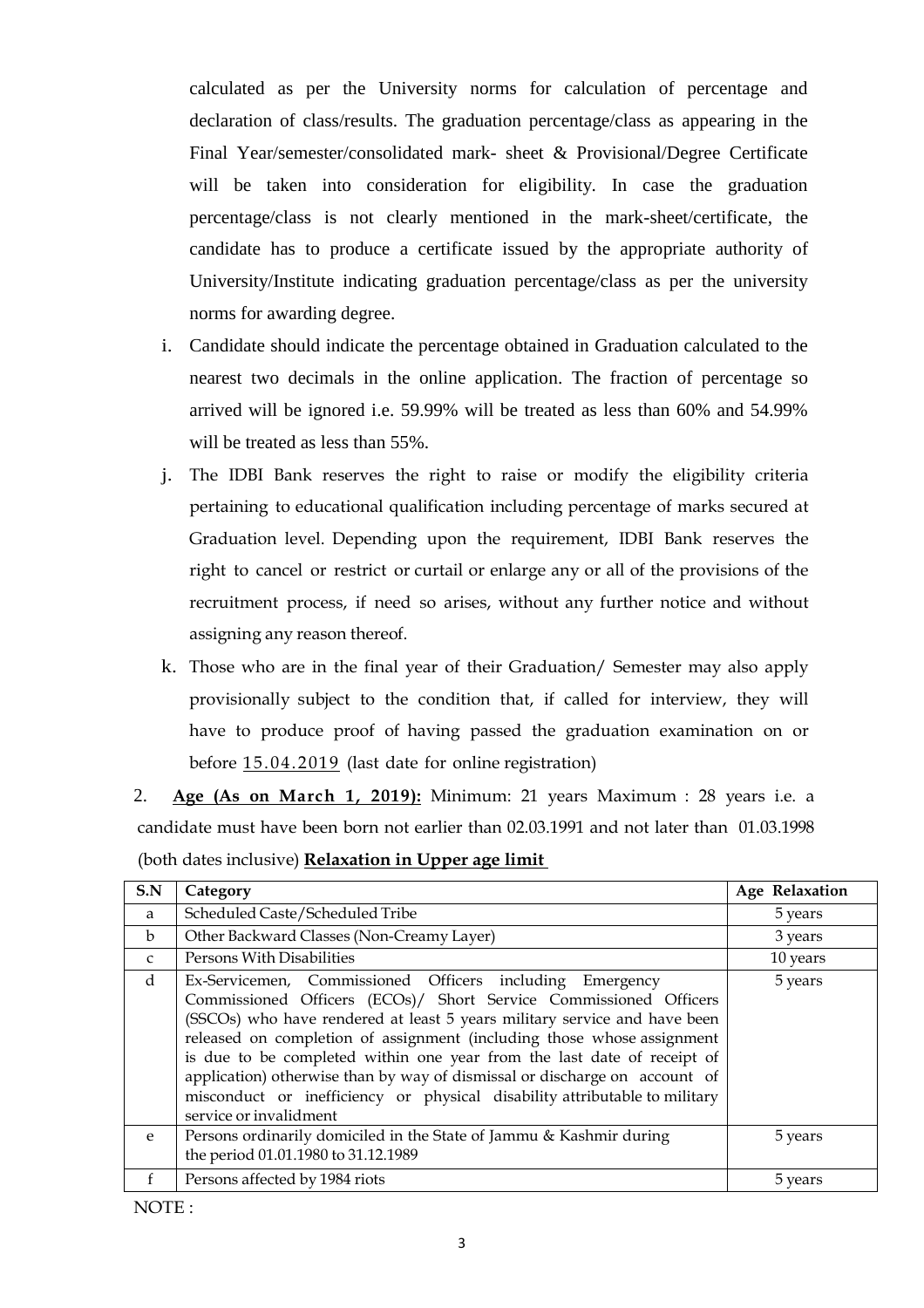calculated as per the University norms for calculation of percentage and declaration of class/results. The graduation percentage/class as appearing in the Final Year/semester/consolidated mark- sheet & Provisional/Degree Certificate will be taken into consideration for eligibility. In case the graduation percentage/class is not clearly mentioned in the mark-sheet/certificate, the candidate has to produce a certificate issued by the appropriate authority of University/Institute indicating graduation percentage/class as per the university norms for awarding degree.

i. Candidate should indicate the percentage obtained in Graduation calculated to the nearest two decimals in the online application. The fraction of percentage so arrived will be ignored i.e. 59.99% will be treated as less than 60% and 54.99% will be treated as less than 55%.

j. The IDBI Bank reserves the right to raise or modify the eligibility criteria pertaining to educational qualification including percentage of marks secured at Graduation level. Depending upon the requirement, IDBI Bank reserves the right to cancel or restrict or curtail or enlarge any or all of the provisions of the recruitment process, if need so arises, without any further notice and without assigning any reason thereof.

k. Those who are in the final year of their Graduation/ Semester may also apply provisionally subject to the condition that, if called for interview, they will have to produce proof of having passed the graduation examination on or before 15.04.2019 (last date for online registration)

2. **Age (As on March 1, 2019):** Minimum: 21 years Maximum : 28 years i.e. a candidate must have been born not earlier than 02.03.1991 and not later than 01.03.1998 (both dates inclusive) **Relaxation in Upper age limit**

| S.N | Category | Age Relaxation |
|---|---|---|
| a | Scheduled Caste/Scheduled Tribe | 5 years |
| b | Other Backward Classes (Non-Creamy Layer) | 3 years |
| c | Persons With Disabilities | 10 years |
| d | Ex-Servicemen, Commissioned Officers including Emergency Commissioned Officers (ECOs)/ Short Service Commissioned Officers (SSCOs) who have rendered at least 5 years military service and have been released on completion of assignment (including those whose assignment is due to be completed within one year from the last date of receipt of application) otherwise than by way of dismissal or discharge on account of misconduct or inefficiency or physical disability attributable to military service or invalidment | 5 years |
| e | Persons ordinarily domiciled in the State of Jammu & Kashmir during the period 01.01.1980 to 31.12.1989 | 5 years |
| f | Persons affected by 1984 riots | 5 years |

NOTE :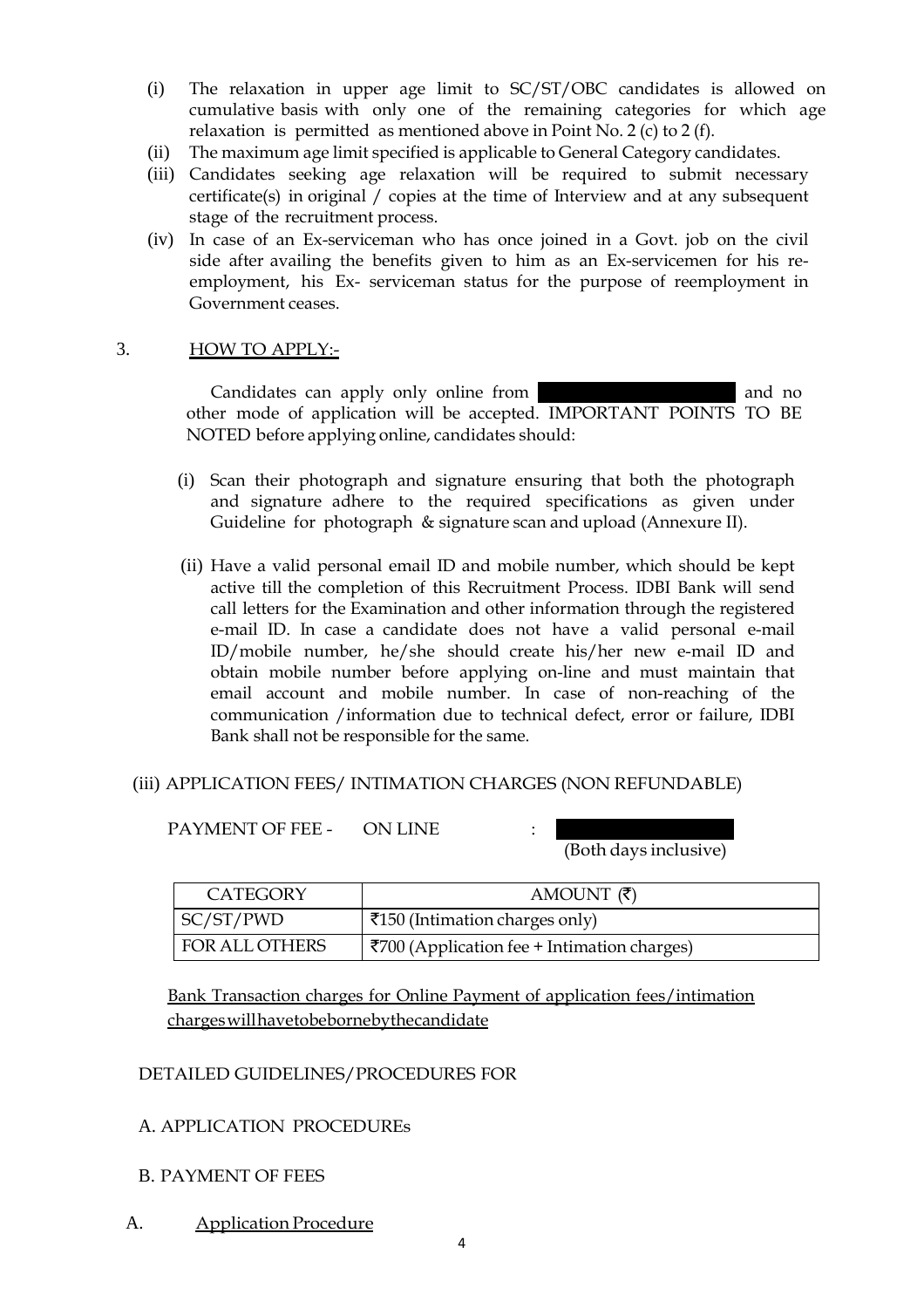(i) The relaxation in upper age limit to SC/ST/OBC candidates is allowed on cumulative basis with only one of the remaining categories for which age relaxation is permitted as mentioned above in Point No. 2 (c) to 2 (f).
(ii) The maximum age limit specified is applicable to General Category candidates.
(iii) Candidates seeking age relaxation will be required to submit necessary certificate(s) in original / copies at the time of Interview and at any subsequent stage of the recruitment process.
(iv) In case of an Ex-serviceman who has once joined in a Govt. job on the civil side after availing the benefits given to him as an Ex-servicemen for his re-employment, his Ex- serviceman status for the purpose of reemployment in Government ceases.

3. HOW TO APPLY:-

Candidates can apply only online from [REDACTED] and no other mode of application will be accepted. IMPORTANT POINTS TO BE NOTED before applying online, candidates should:

(i) Scan their photograph and signature ensuring that both the photograph and signature adhere to the required specifications as given under Guideline for photograph & signature scan and upload (Annexure II).

(ii) Have a valid personal email ID and mobile number, which should be kept active till the completion of this Recruitment Process. IDBI Bank will send call letters for the Examination and other information through the registered e-mail ID. In case a candidate does not have a valid personal e-mail ID/mobile number, he/she should create his/her new e-mail ID and obtain mobile number before applying on-line and must maintain that email account and mobile number. In case of non-reaching of the communication /information due to technical defect, error or failure, IDBI Bank shall not be responsible for the same.

(iii) APPLICATION FEES/ INTIMATION CHARGES (NON REFUNDABLE)

PAYMENT OF FEE - ON LINE : [REDACTED] (Both days inclusive)

| CATEGORY | AMOUNT (₹) |
|---|---|
| SC/ST/PWD | ₹150 (Intimation charges only) |
| FOR ALL OTHERS | ₹700 (Application fee + Intimation charges) |

Bank Transaction charges for Online Payment of application fees/intimation charges will have to be borne by the candidate

DETAILED GUIDELINES/PROCEDURES FOR

A. APPLICATION PROCEDUREs

B. PAYMENT OF FEES

A. Application Procedure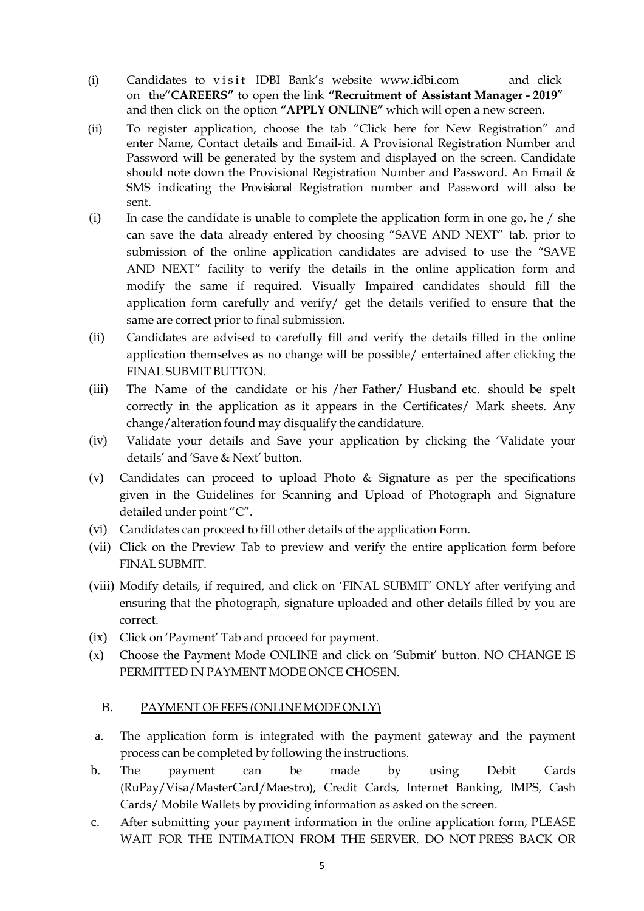(i) Candidates to visit IDBI Bank's website www.idbi.com and click on the"**CAREERS"** to open the link **"Recruitment of Assistant Manager - 2019**" and then click on the option **"APPLY ONLINE"** which will open a new screen.

(ii) To register application, choose the tab "Click here for New Registration" and enter Name, Contact details and Email-id. A Provisional Registration Number and Password will be generated by the system and displayed on the screen. Candidate should note down the Provisional Registration Number and Password. An Email & SMS indicating the Provisional Registration number and Password will also be sent.

(i) In case the candidate is unable to complete the application form in one go, he / she can save the data already entered by choosing "SAVE AND NEXT" tab. prior to submission of the online application candidates are advised to use the "SAVE AND NEXT" facility to verify the details in the online application form and modify the same if required. Visually Impaired candidates should fill the application form carefully and verify/ get the details verified to ensure that the same are correct prior to final submission.

(ii) Candidates are advised to carefully fill and verify the details filled in the online application themselves as no change will be possible/ entertained after clicking the FINAL SUBMIT BUTTON.

(iii) The Name of the candidate or his /her Father/ Husband etc. should be spelt correctly in the application as it appears in the Certificates/ Mark sheets. Any change/alteration found may disqualify the candidature.

(iv) Validate your details and Save your application by clicking the 'Validate your details' and 'Save & Next' button.

(v) Candidates can proceed to upload Photo & Signature as per the specifications given in the Guidelines for Scanning and Upload of Photograph and Signature detailed under point "C".

(vi) Candidates can proceed to fill other details of the application Form.

(vii) Click on the Preview Tab to preview and verify the entire application form before FINAL SUBMIT.

(viii) Modify details, if required, and click on 'FINAL SUBMIT' ONLY after verifying and ensuring that the photograph, signature uploaded and other details filled by you are correct.

(ix) Click on 'Payment' Tab and proceed for payment.

(x) Choose the Payment Mode ONLINE and click on 'Submit' button. NO CHANGE IS PERMITTED IN PAYMENT MODE ONCE CHOSEN.

## B. PAYMENT OF FEES (ONLINE MODE ONLY)

a. The application form is integrated with the payment gateway and the payment process can be completed by following the instructions.

b. The payment can be made by using Debit Cards (RuPay/Visa/MasterCard/Maestro), Credit Cards, Internet Banking, IMPS, Cash Cards/ Mobile Wallets by providing information as asked on the screen.

c. After submitting your payment information in the online application form, PLEASE WAIT FOR THE INTIMATION FROM THE SERVER. DO NOT PRESS BACK OR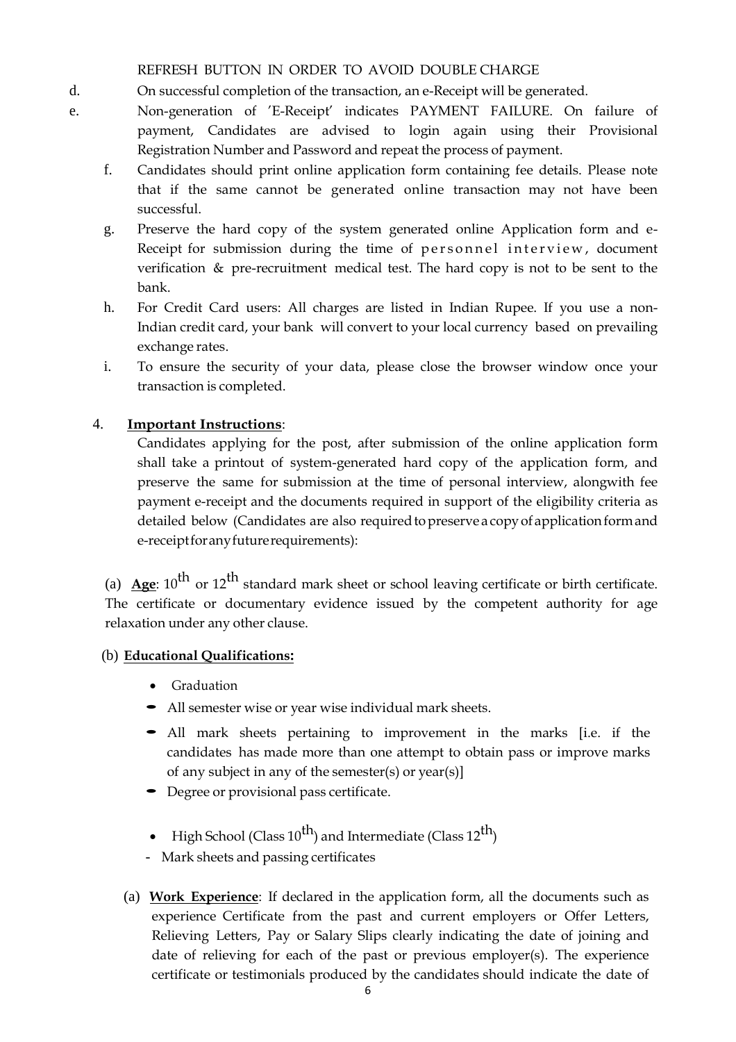REFRESH BUTTON IN ORDER TO AVOID DOUBLE CHARGE

d. On successful completion of the transaction, an e-Receipt will be generated.

e. Non-generation of 'E-Receipt' indicates PAYMENT FAILURE. On failure of payment, Candidates are advised to login again using their Provisional Registration Number and Password and repeat the process of payment.

f. Candidates should print online application form containing fee details. Please note that if the same cannot be generated online transaction may not have been successful.

g. Preserve the hard copy of the system generated online Application form and e-Receipt for submission during the time of personnel interview, document verification & pre-recruitment medical test. The hard copy is not to be sent to the bank.

h. For Credit Card users: All charges are listed in Indian Rupee. If you use a non-Indian credit card, your bank will convert to your local currency based on prevailing exchange rates.

i. To ensure the security of your data, please close the browser window once your transaction is completed.

4. **Important Instructions**:

Candidates applying for the post, after submission of the online application form shall take a printout of system-generated hard copy of the application form, and preserve the same for submission at the time of personal interview, alongwith fee payment e-receipt and the documents required in support of the eligibility criteria as detailed below (Candidates are also required to preserve a copy of application form and e-receipt for any future requirements):

(a) **Age**: 10$^{th}$ or 12$^{th}$ standard mark sheet or school leaving certificate or birth certificate. The certificate or documentary evidence issued by the competent authority for age relaxation under any other clause.

(b) **Educational Qualifications:**

- Graduation
- All semester wise or year wise individual mark sheets.
- All mark sheets pertaining to improvement in the marks [i.e. if the candidates has made more than one attempt to obtain pass or improve marks of any subject in any of the semester(s) or year(s)]
- Degree or provisional pass certificate.
- High School (Class 10$^{th}$) and Intermediate (Class 12$^{th}$)
  - Mark sheets and passing certificates

(a) **Work Experience**: If declared in the application form, all the documents such as experience Certificate from the past and current employers or Offer Letters, Relieving Letters, Pay or Salary Slips clearly indicating the date of joining and date of relieving for each of the past or previous employer(s). The experience certificate or testimonials produced by the candidates should indicate the date of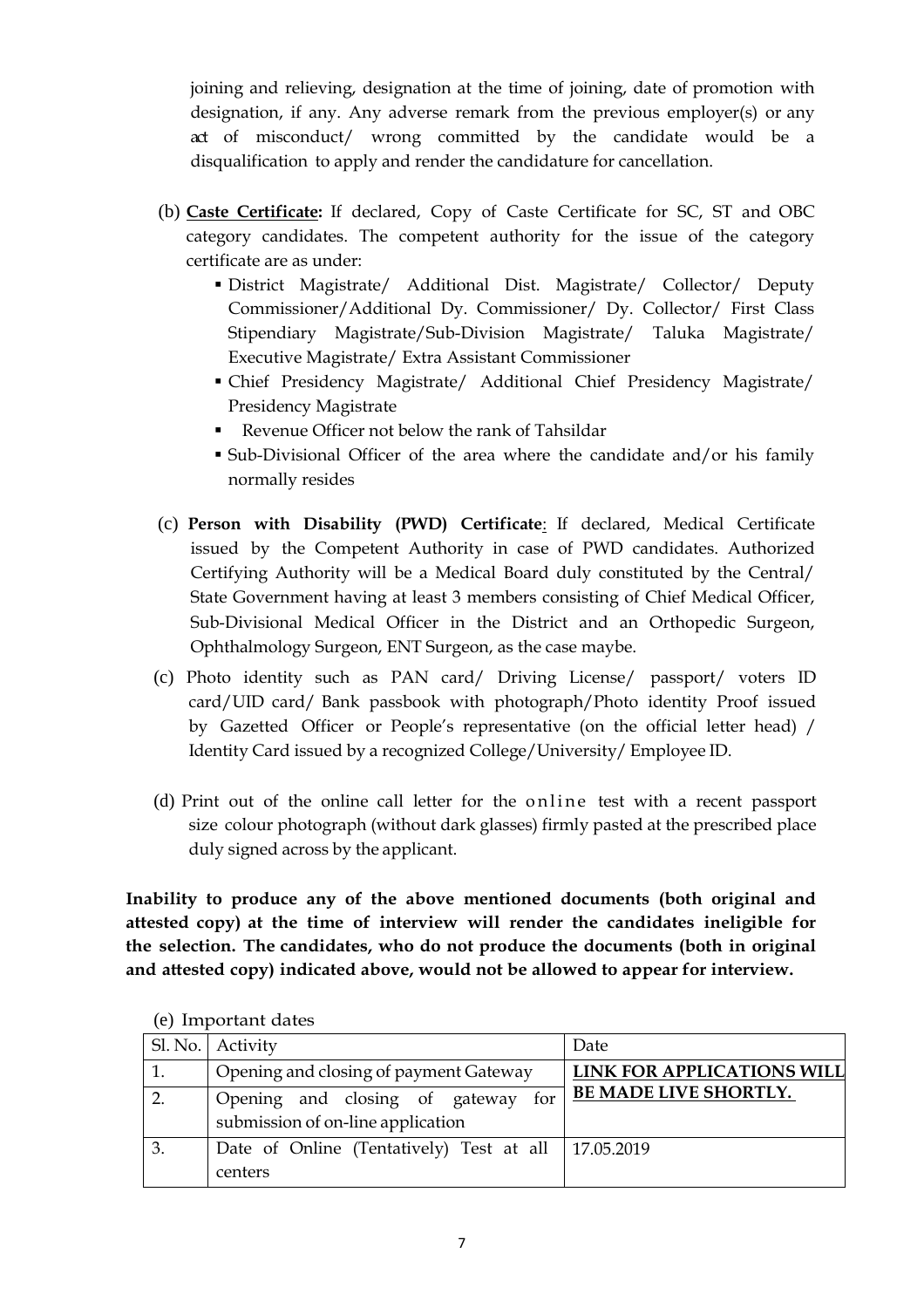joining and relieving, designation at the time of joining, date of promotion with designation, if any. Any adverse remark from the previous employer(s) or any act of misconduct/ wrong committed by the candidate would be a disqualification to apply and render the candidature for cancellation.

(b) **Caste Certificate:** If declared, Copy of Caste Certificate for SC, ST and OBC category candidates. The competent authority for the issue of the category certificate are as under:

- District Magistrate/ Additional Dist. Magistrate/ Collector/ Deputy Commissioner/Additional Dy. Commissioner/ Dy. Collector/ First Class Stipendiary Magistrate/Sub-Division Magistrate/ Taluka Magistrate/ Executive Magistrate/ Extra Assistant Commissioner
- Chief Presidency Magistrate/ Additional Chief Presidency Magistrate/ Presidency Magistrate
- Revenue Officer not below the rank of Tahsildar
- Sub-Divisional Officer of the area where the candidate and/or his family normally resides

(c) **Person with Disability (PWD) Certificate**: If declared, Medical Certificate issued by the Competent Authority in case of PWD candidates. Authorized Certifying Authority will be a Medical Board duly constituted by the Central/ State Government having at least 3 members consisting of Chief Medical Officer, Sub-Divisional Medical Officer in the District and an Orthopedic Surgeon, Ophthalmology Surgeon, ENT Surgeon, as the case maybe.

(c) Photo identity such as PAN card/ Driving License/ passport/ voters ID card/UID card/ Bank passbook with photograph/Photo identity Proof issued by Gazetted Officer or People's representative (on the official letter head) / Identity Card issued by a recognized College/University/ Employee ID.

(d) Print out of the online call letter for the online test with a recent passport size colour photograph (without dark glasses) firmly pasted at the prescribed place duly signed across by the applicant.

**Inability to produce any of the above mentioned documents (both original and attested copy) at the time of interview will render the candidates ineligible for the selection. The candidates, who do not produce the documents (both in original and attested copy) indicated above, would not be allowed to appear for interview.**

(e) Important dates

| Sl. No. | Activity | Date |
|---|---|---|
| 1. | Opening and closing of payment Gateway | **LINK FOR APPLICATIONS WILL BE MADE LIVE SHORTLY.** |
| 2. | Opening and closing of gateway for submission of on-line application | |
| 3. | Date of Online (Tentatively) Test at all centers | 17.05.2019 |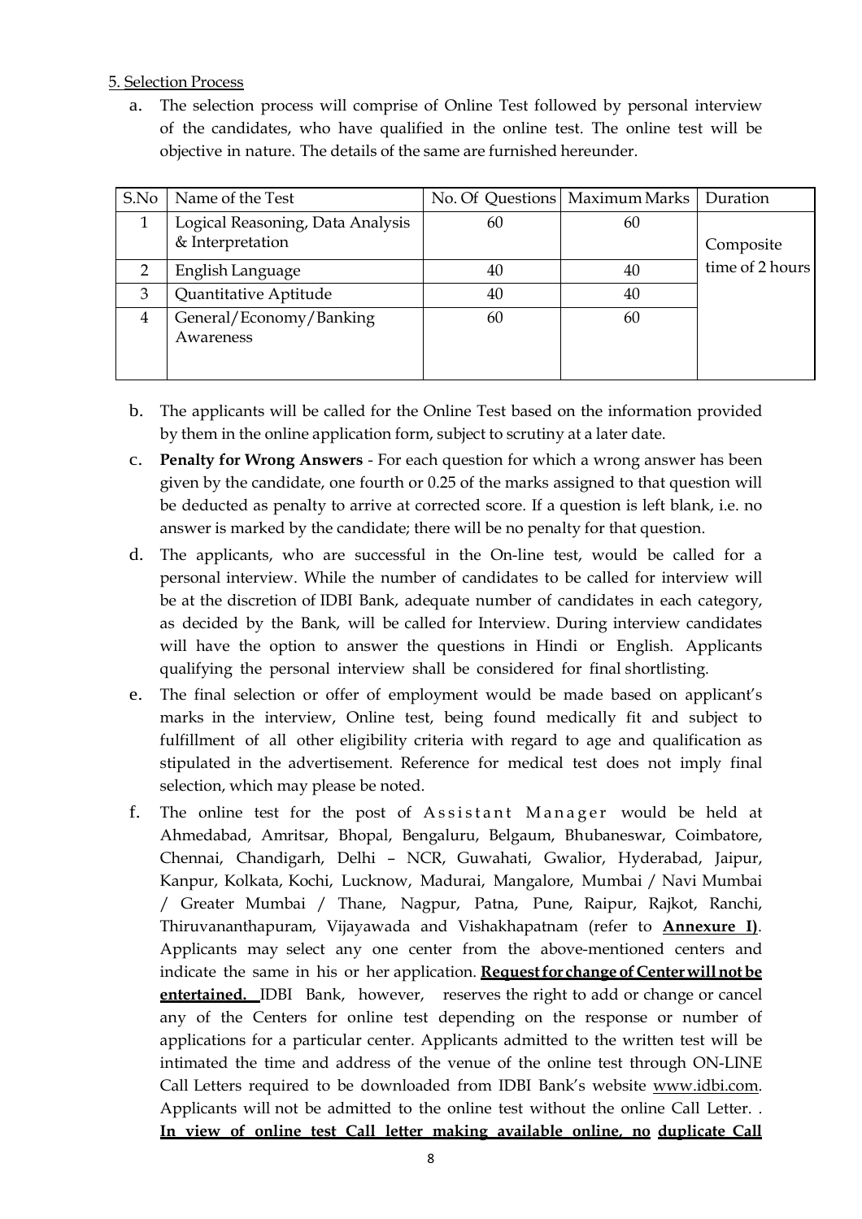5. Selection Process

a. The selection process will comprise of Online Test followed by personal interview of the candidates, who have qualified in the online test. The online test will be objective in nature. The details of the same are furnished hereunder.

| S.No | Name of the Test | No. Of Questions | Maximum Marks | Duration |
|---|---|---|---|---|
| 1 | Logical Reasoning, Data Analysis & Interpretation | 60 | 60 | Composite time of 2 hours |
| 2 | English Language | 40 | 40 | |
| 3 | Quantitative Aptitude | 40 | 40 | |
| 4 | General/Economy/Banking Awareness | 60 | 60 | |

b. The applicants will be called for the Online Test based on the information provided by them in the online application form, subject to scrutiny at a later date.

c. **Penalty for Wrong Answers** - For each question for which a wrong answer has been given by the candidate, one fourth or 0.25 of the marks assigned to that question will be deducted as penalty to arrive at corrected score. If a question is left blank, i.e. no answer is marked by the candidate; there will be no penalty for that question.

d. The applicants, who are successful in the On-line test, would be called for a personal interview. While the number of candidates to be called for interview will be at the discretion of IDBI Bank, adequate number of candidates in each category, as decided by the Bank, will be called for Interview. During interview candidates will have the option to answer the questions in Hindi or English. Applicants qualifying the personal interview shall be considered for final shortlisting.

e. The final selection or offer of employment would be made based on applicant's marks in the interview, Online test, being found medically fit and subject to fulfillment of all other eligibility criteria with regard to age and qualification as stipulated in the advertisement. Reference for medical test does not imply final selection, which may please be noted.

f. The online test for the post of Assistant Manager would be held at Ahmedabad, Amritsar, Bhopal, Bengaluru, Belgaum, Bhubaneswar, Coimbatore, Chennai, Chandigarh, Delhi – NCR, Guwahati, Gwalior, Hyderabad, Jaipur, Kanpur, Kolkata, Kochi, Lucknow, Madurai, Mangalore, Mumbai / Navi Mumbai / Greater Mumbai / Thane, Nagpur, Patna, Pune, Raipur, Rajkot, Ranchi, Thiruvananthapuram, Vijayawada and Vishakhapatnam (refer to **Annexure I)**. Applicants may select any one center from the above-mentioned centers and indicate the same in his or her application. **Request for change of Center will not be entertained.** IDBI Bank, however, reserves the right to add or change or cancel any of the Centers for online test depending on the response or number of applications for a particular center. Applicants admitted to the written test will be intimated the time and address of the venue of the online test through ON-LINE Call Letters required to be downloaded from IDBI Bank's website www.idbi.com. Applicants will not be admitted to the online test without the online Call Letter. . **In view of online test Call letter making available online, no duplicate Call**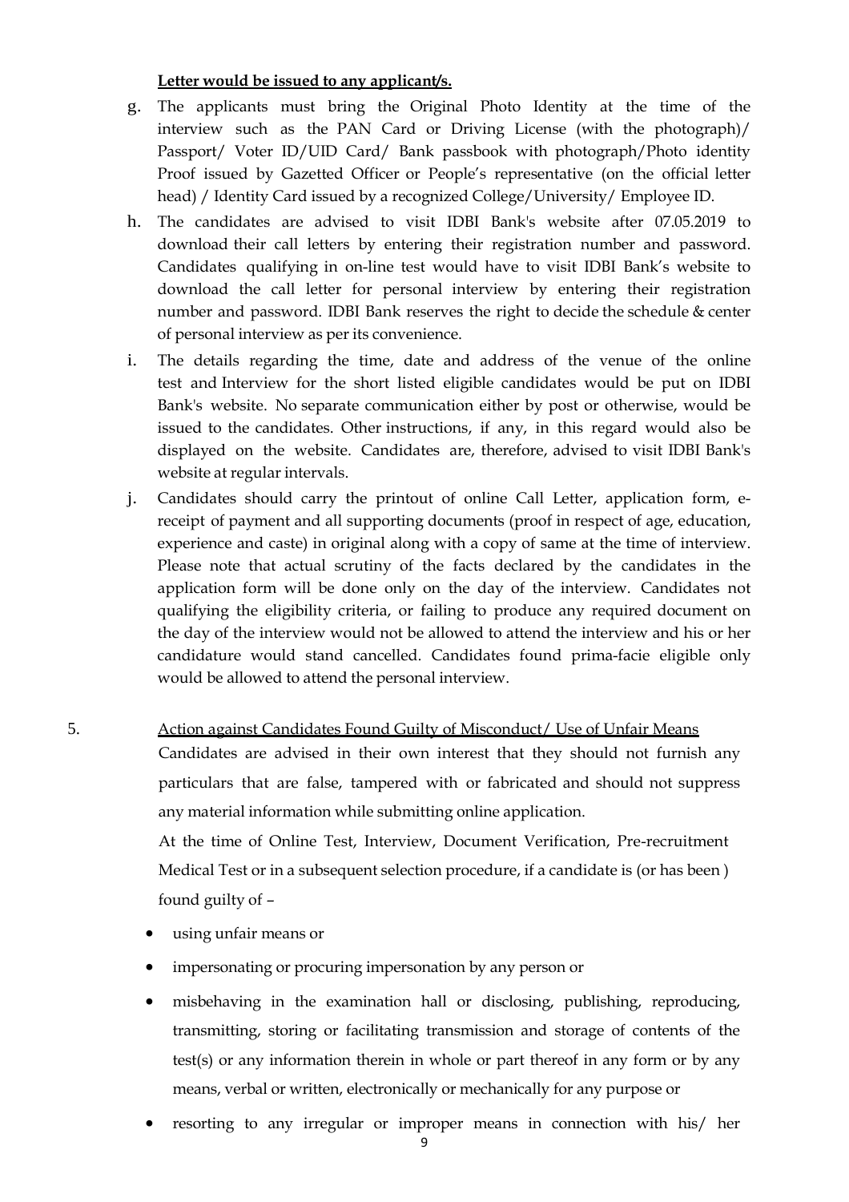**Letter would be issued to any applicant/s.**

g. The applicants must bring the Original Photo Identity at the time of the interview such as the PAN Card or Driving License (with the photograph)/ Passport/ Voter ID/UID Card/ Bank passbook with photograph/Photo identity Proof issued by Gazetted Officer or People's representative (on the official letter head) / Identity Card issued by a recognized College/University/ Employee ID.

h. The candidates are advised to visit IDBI Bank's website after 07.05.2019 to download their call letters by entering their registration number and password. Candidates qualifying in on-line test would have to visit IDBI Bank's website to download the call letter for personal interview by entering their registration number and password. IDBI Bank reserves the right to decide the schedule & center of personal interview as per its convenience.

i. The details regarding the time, date and address of the venue of the online test and Interview for the short listed eligible candidates would be put on IDBI Bank's website. No separate communication either by post or otherwise, would be issued to the candidates. Other instructions, if any, in this regard would also be displayed on the website. Candidates are, therefore, advised to visit IDBI Bank's website at regular intervals.

j. Candidates should carry the printout of online Call Letter, application form, e-receipt of payment and all supporting documents (proof in respect of age, education, experience and caste) in original along with a copy of same at the time of interview. Please note that actual scrutiny of the facts declared by the candidates in the application form will be done only on the day of the interview. Candidates not qualifying the eligibility criteria, or failing to produce any required document on the day of the interview would not be allowed to attend the interview and his or her candidature would stand cancelled. Candidates found prima-facie eligible only would be allowed to attend the personal interview.

5. Action against Candidates Found Guilty of Misconduct/ Use of Unfair Means

Candidates are advised in their own interest that they should not furnish any particulars that are false, tampered with or fabricated and should not suppress any material information while submitting online application.

At the time of Online Test, Interview, Document Verification, Pre-recruitment Medical Test or in a subsequent selection procedure, if a candidate is (or has been ) found guilty of –

- using unfair means or
- impersonating or procuring impersonation by any person or
- misbehaving in the examination hall or disclosing, publishing, reproducing, transmitting, storing or facilitating transmission and storage of contents of the test(s) or any information therein in whole or part thereof in any form or by any means, verbal or written, electronically or mechanically for any purpose or
- resorting to any irregular or improper means in connection with his/ her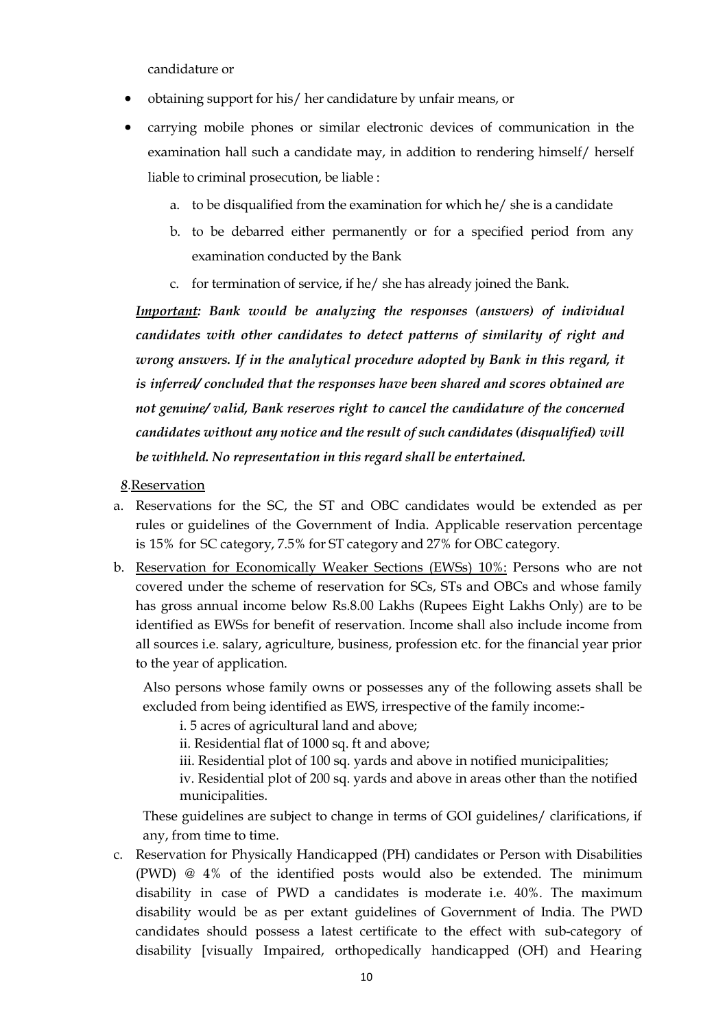candidature or

- obtaining support for his/ her candidature by unfair means, or
- carrying mobile phones or similar electronic devices of communication in the examination hall such a candidate may, in addition to rendering himself/ herself liable to criminal prosecution, be liable :
    a. to be disqualified from the examination for which he/ she is a candidate
    b. to be debarred either permanently or for a specified period from any examination conducted by the Bank
    c. for termination of service, if he/ she has already joined the Bank.

***<u>Important</u>: Bank would be analyzing the responses (answers) of individual candidates with other candidates to detect patterns of similarity of right and wrong answers. If in the analytical procedure adopted by Bank in this regard, it is inferred/ concluded that the responses have been shared and scores obtained are not genuine/ valid, Bank reserves right to cancel the candidature of the concerned candidates without any notice and the result of such candidates (disqualified) will be withheld. No representation in this regard shall be entertained.***

<u>*8*.Reservation</u>

a. Reservations for the SC, the ST and OBC candidates would be extended as per rules or guidelines of the Government of India. Applicable reservation percentage is 15% for SC category, 7.5% for ST category and 27% for OBC category.

b. <u>Reservation for Economically Weaker Sections (EWSs) 10%:</u> Persons who are not covered under the scheme of reservation for SCs, STs and OBCs and whose family has gross annual income below Rs.8.00 Lakhs (Rupees Eight Lakhs Only) are to be identified as EWSs for benefit of reservation. Income shall also include income from all sources i.e. salary, agriculture, business, profession etc. for the financial year prior to the year of application.

   Also persons whose family owns or possesses any of the following assets shall be excluded from being identified as EWS, irrespective of the family income:-

   i. 5 acres of agricultural land and above;
   ii. Residential flat of 1000 sq. ft and above;
   iii. Residential plot of 100 sq. yards and above in notified municipalities;
   iv. Residential plot of 200 sq. yards and above in areas other than the notified municipalities.

   These guidelines are subject to change in terms of GOI guidelines/ clarifications, if any, from time to time.

c. Reservation for Physically Handicapped (PH) candidates or Person with Disabilities (PWD) @ 4% of the identified posts would also be extended. The minimum disability in case of PWD a candidates is moderate i.e. 40%. The maximum disability would be as per extant guidelines of Government of India. The PWD candidates should possess a latest certificate to the effect with sub-category of disability [visually Impaired, orthopedically handicapped (OH) and Hearing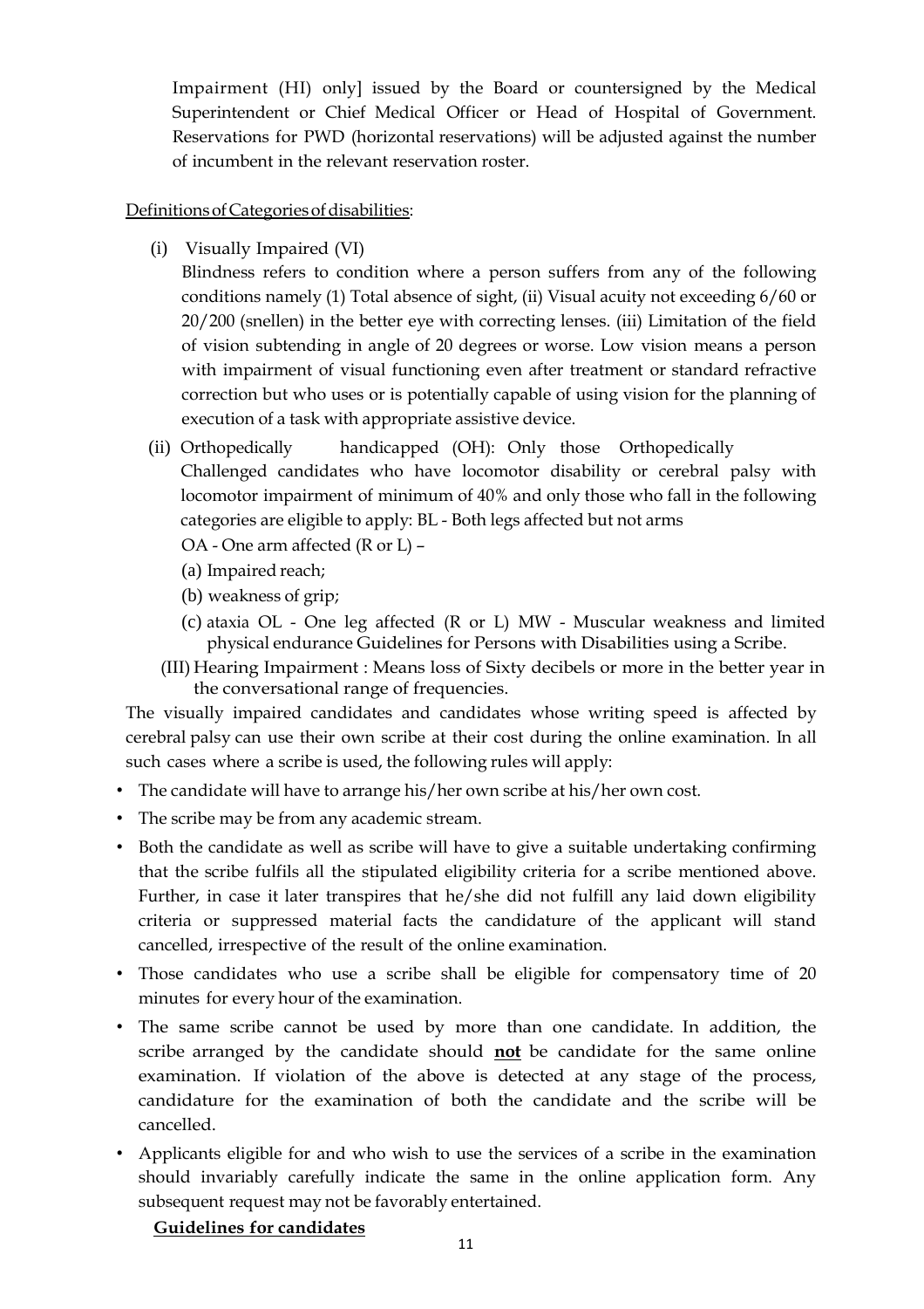Impairment (HI) only] issued by the Board or countersigned by the Medical Superintendent or Chief Medical Officer or Head of Hospital of Government. Reservations for PWD (horizontal reservations) will be adjusted against the number of incumbent in the relevant reservation roster.

Definitions of Categories of disabilities:

(i) Visually Impaired (VI)
Blindness refers to condition where a person suffers from any of the following conditions namely (1) Total absence of sight, (ii) Visual acuity not exceeding 6/60 or 20/200 (snellen) in the better eye with correcting lenses. (iii) Limitation of the field of vision subtending in angle of 20 degrees or worse. Low vision means a person with impairment of visual functioning even after treatment or standard refractive correction but who uses or is potentially capable of using vision for the planning of execution of a task with appropriate assistive device.

(ii) Orthopedically handicapped (OH): Only those Orthopedically Challenged candidates who have locomotor disability or cerebral palsy with locomotor impairment of minimum of 40% and only those who fall in the following categories are eligible to apply: BL - Both legs affected but not arms
OA - One arm affected (R or L) –
(a) Impaired reach;
(b) weakness of grip;
(c) ataxia OL - One leg affected (R or L) MW - Muscular weakness and limited physical endurance Guidelines for Persons with Disabilities using a Scribe.

(III) Hearing Impairment : Means loss of Sixty decibels or more in the better year in the conversational range of frequencies.

The visually impaired candidates and candidates whose writing speed is affected by cerebral palsy can use their own scribe at their cost during the online examination. In all such cases where a scribe is used, the following rules will apply:

- The candidate will have to arrange his/her own scribe at his/her own cost.
- The scribe may be from any academic stream.
- Both the candidate as well as scribe will have to give a suitable undertaking confirming that the scribe fulfils all the stipulated eligibility criteria for a scribe mentioned above. Further, in case it later transpires that he/she did not fulfill any laid down eligibility criteria or suppressed material facts the candidature of the applicant will stand cancelled, irrespective of the result of the online examination.
- Those candidates who use a scribe shall be eligible for compensatory time of 20 minutes for every hour of the examination.
- The same scribe cannot be used by more than one candidate. In addition, the scribe arranged by the candidate should **not** be candidate for the same online examination. If violation of the above is detected at any stage of the process, candidature for the examination of both the candidate and the scribe will be cancelled.
- Applicants eligible for and who wish to use the services of a scribe in the examination should invariably carefully indicate the same in the online application form. Any subsequent request may not be favorably entertained.

**Guidelines for candidates**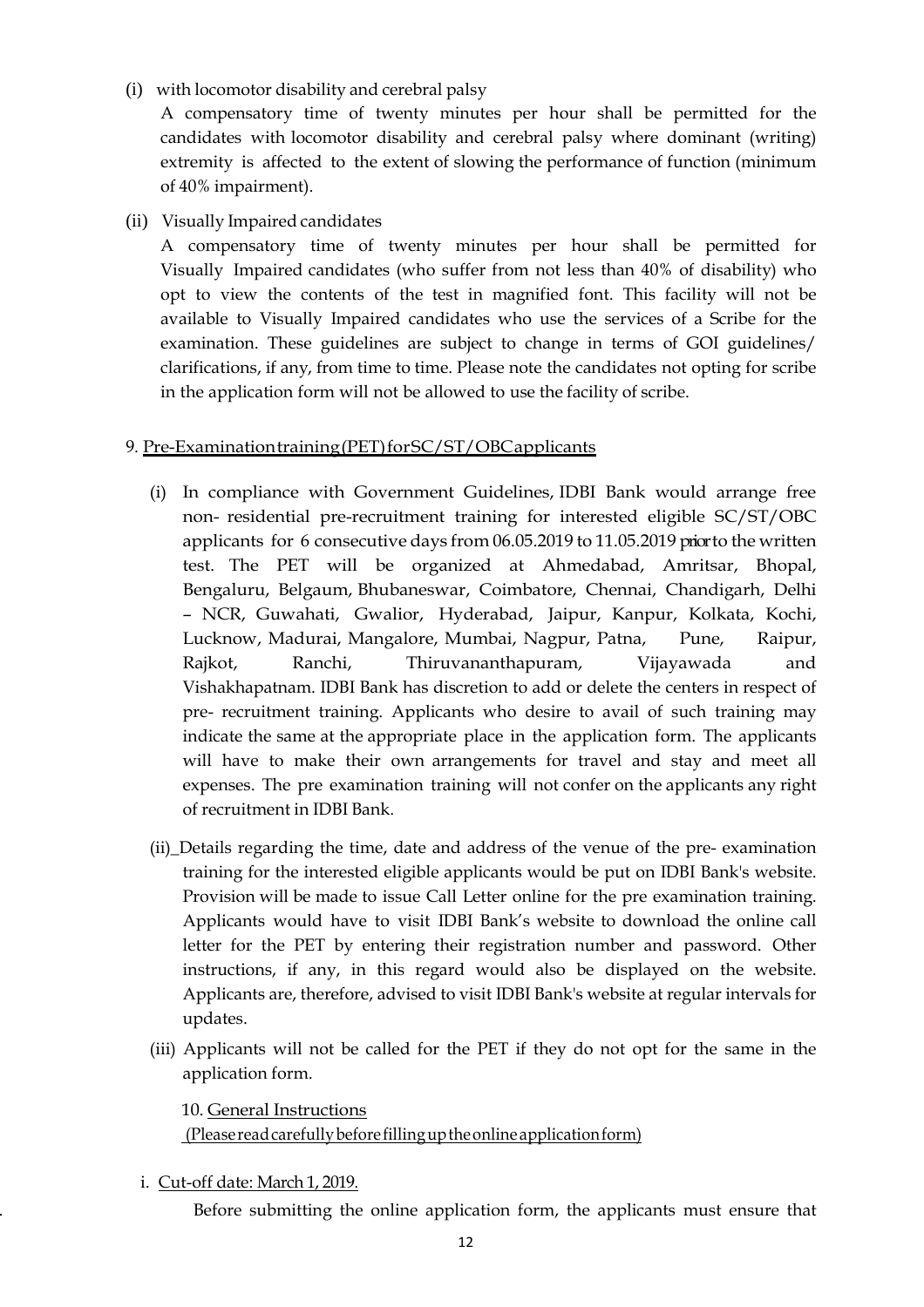(i) with locomotor disability and cerebral palsy

A compensatory time of twenty minutes per hour shall be permitted for the candidates with locomotor disability and cerebral palsy where dominant (writing) extremity is affected to the extent of slowing the performance of function (minimum of 40% impairment).

(ii) Visually Impaired candidates

A compensatory time of twenty minutes per hour shall be permitted for Visually Impaired candidates (who suffer from not less than 40% of disability) who opt to view the contents of the test in magnified font. This facility will not be available to Visually Impaired candidates who use the services of a Scribe for the examination. These guidelines are subject to change in terms of GOI guidelines/ clarifications, if any, from time to time. Please note the candidates not opting for scribe in the application form will not be allowed to use the facility of scribe.

9. Pre-Examination training (PET) for SC/ST/OBC applicants

(i) In compliance with Government Guidelines, IDBI Bank would arrange free non- residential pre-recruitment training for interested eligible SC/ST/OBC applicants for 6 consecutive days from 06.05.2019 to 11.05.2019 prior to the written test. The PET will be organized at Ahmedabad, Amritsar, Bhopal, Bengaluru, Belgaum, Bhubaneswar, Coimbatore, Chennai, Chandigarh, Delhi – NCR, Guwahati, Gwalior, Hyderabad, Jaipur, Kanpur, Kolkata, Kochi, Lucknow, Madurai, Mangalore, Mumbai, Nagpur, Patna, Pune, Raipur, Rajkot, Ranchi, Thiruvananthapuram, Vijayawada and Vishakhapatnam. IDBI Bank has discretion to add or delete the centers in respect of pre- recruitment training. Applicants who desire to avail of such training may indicate the same at the appropriate place in the application form. The applicants will have to make their own arrangements for travel and stay and meet all expenses. The pre examination training will not confer on the applicants any right of recruitment in IDBI Bank.

(ii) Details regarding the time, date and address of the venue of the pre- examination training for the interested eligible applicants would be put on IDBI Bank's website. Provision will be made to issue Call Letter online for the pre examination training. Applicants would have to visit IDBI Bank's website to download the online call letter for the PET by entering their registration number and password. Other instructions, if any, in this regard would also be displayed on the website. Applicants are, therefore, advised to visit IDBI Bank's website at regular intervals for updates.

(iii) Applicants will not be called for the PET if they do not opt for the same in the application form.

10. General Instructions
(Please read carefully before filling up the online application form)

i. Cut-off date: March 1, 2019.

Before submitting the online application form, the applicants must ensure that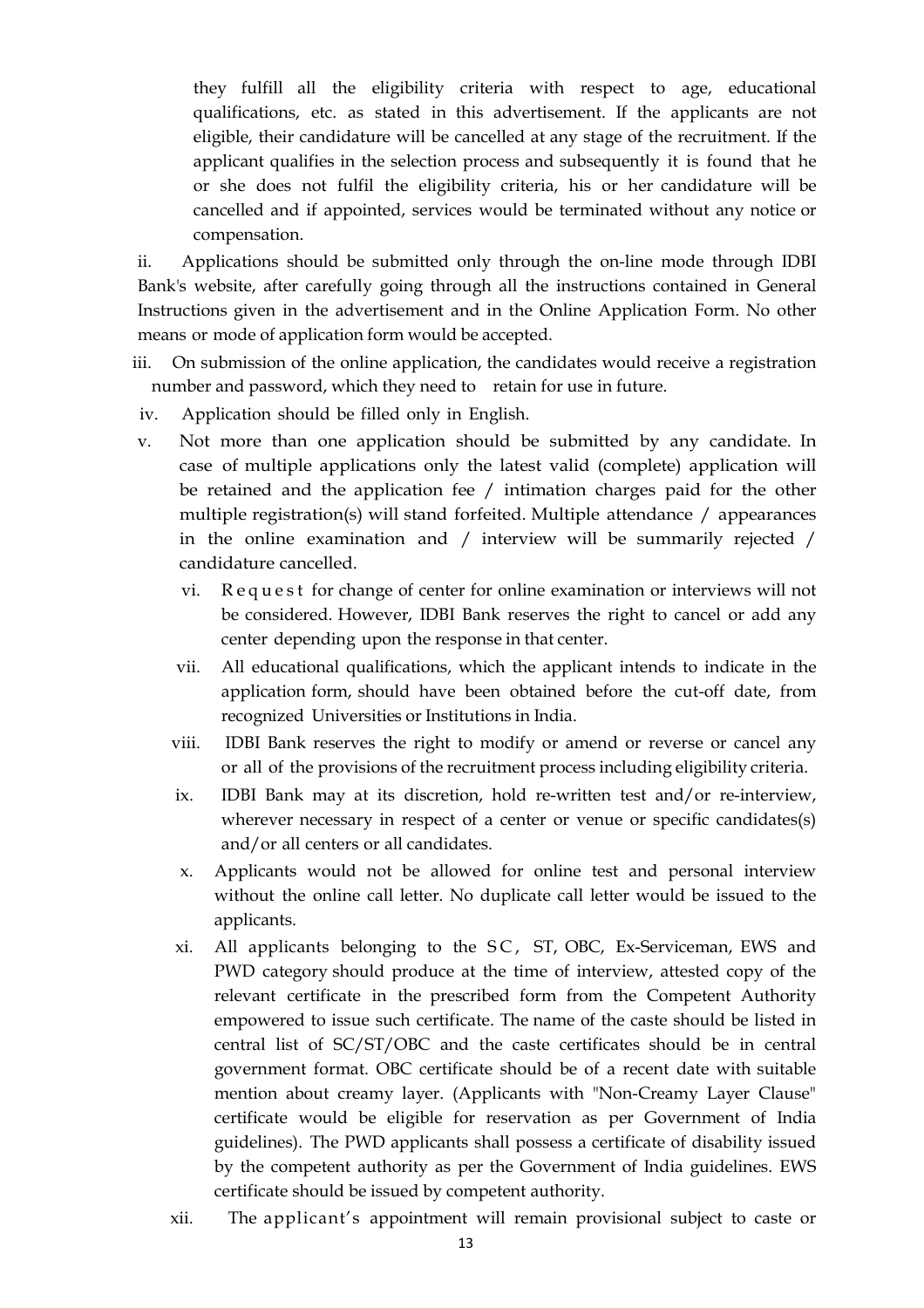they fulfill all the eligibility criteria with respect to age, educational qualifications, etc. as stated in this advertisement. If the applicants are not eligible, their candidature will be cancelled at any stage of the recruitment. If the applicant qualifies in the selection process and subsequently it is found that he or she does not fulfil the eligibility criteria, his or her candidature will be cancelled and if appointed, services would be terminated without any notice or compensation.

ii. Applications should be submitted only through the on-line mode through IDBI Bank's website, after carefully going through all the instructions contained in General Instructions given in the advertisement and in the Online Application Form. No other means or mode of application form would be accepted.

iii. On submission of the online application, the candidates would receive a registration number and password, which they need to retain for use in future.

iv. Application should be filled only in English.

v. Not more than one application should be submitted by any candidate. In case of multiple applications only the latest valid (complete) application will be retained and the application fee / intimation charges paid for the other multiple registration(s) will stand forfeited. Multiple attendance / appearances in the online examination and / interview will be summarily rejected / candidature cancelled.

vi. Request for change of center for online examination or interviews will not be considered. However, IDBI Bank reserves the right to cancel or add any center depending upon the response in that center.

vii. All educational qualifications, which the applicant intends to indicate in the application form, should have been obtained before the cut-off date, from recognized Universities or Institutions in India.

viii. IDBI Bank reserves the right to modify or amend or reverse or cancel any or all of the provisions of the recruitment process including eligibility criteria.

ix. IDBI Bank may at its discretion, hold re-written test and/or re-interview, wherever necessary in respect of a center or venue or specific candidates(s) and/or all centers or all candidates.

x. Applicants would not be allowed for online test and personal interview without the online call letter. No duplicate call letter would be issued to the applicants.

xi. All applicants belonging to the SC, ST, OBC, Ex-Serviceman, EWS and PWD category should produce at the time of interview, attested copy of the relevant certificate in the prescribed form from the Competent Authority empowered to issue such certificate. The name of the caste should be listed in central list of SC/ST/OBC and the caste certificates should be in central government format. OBC certificate should be of a recent date with suitable mention about creamy layer. (Applicants with "Non-Creamy Layer Clause" certificate would be eligible for reservation as per Government of India guidelines). The PWD applicants shall possess a certificate of disability issued by the competent authority as per the Government of India guidelines. EWS certificate should be issued by competent authority.

xii. The applicant's appointment will remain provisional subject to caste or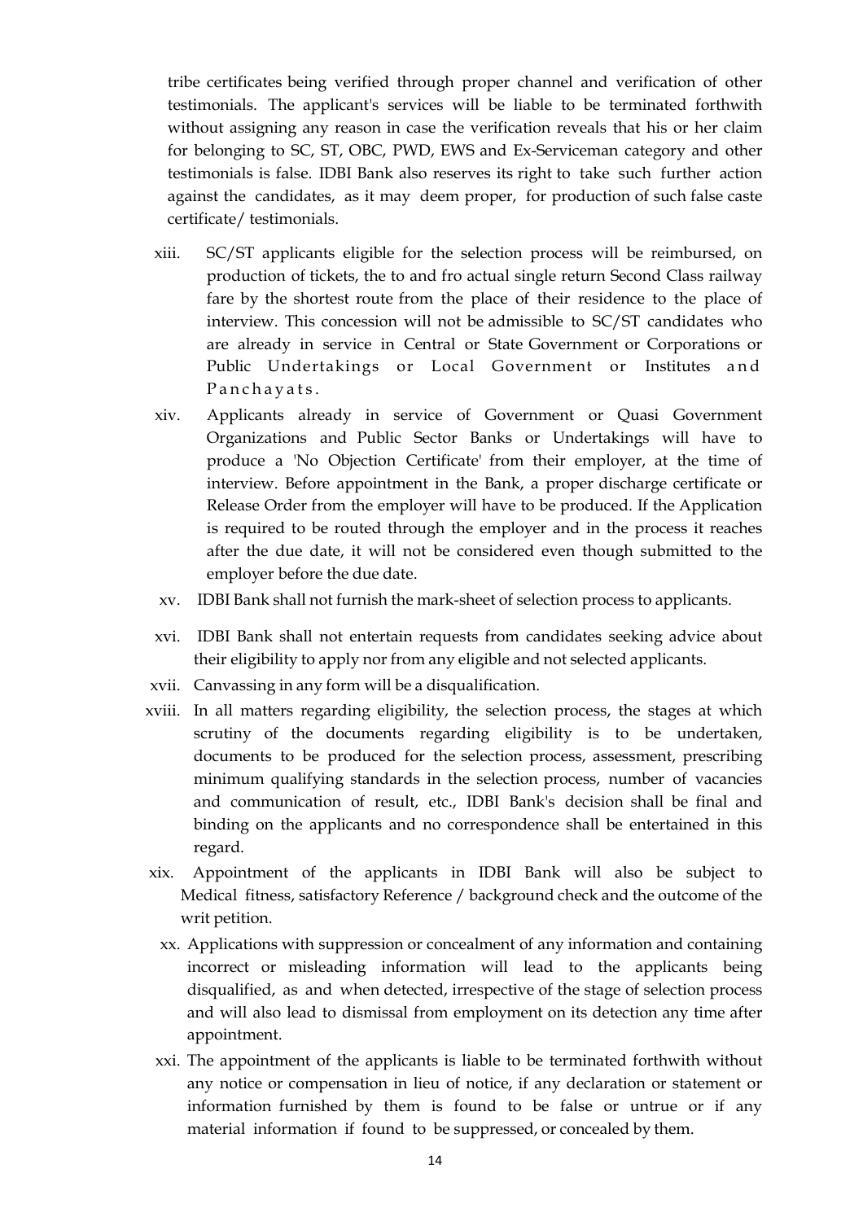tribe certificates being verified through proper channel and verification of other testimonials. The applicant's services will be liable to be terminated forthwith without assigning any reason in case the verification reveals that his or her claim for belonging to SC, ST, OBC, PWD, EWS and Ex-Serviceman category and other testimonials is false. IDBI Bank also reserves its right to take such further action against the candidates, as it may deem proper, for production of such false caste certificate/ testimonials.

xiii. SC/ST applicants eligible for the selection process will be reimbursed, on production of tickets, the to and fro actual single return Second Class railway fare by the shortest route from the place of their residence to the place of interview. This concession will not be admissible to SC/ST candidates who are already in service in Central or State Government or Corporations or Public Undertakings or Local Government or Institutes and Panchayats.

xiv. Applicants already in service of Government or Quasi Government Organizations and Public Sector Banks or Undertakings will have to produce a 'No Objection Certificate' from their employer, at the time of interview. Before appointment in the Bank, a proper discharge certificate or Release Order from the employer will have to be produced. If the Application is required to be routed through the employer and in the process it reaches after the due date, it will not be considered even though submitted to the employer before the due date.

xv. IDBI Bank shall not furnish the mark-sheet of selection process to applicants.

xvi. IDBI Bank shall not entertain requests from candidates seeking advice about their eligibility to apply nor from any eligible and not selected applicants.

xvii. Canvassing in any form will be a disqualification.

xviii. In all matters regarding eligibility, the selection process, the stages at which scrutiny of the documents regarding eligibility is to be undertaken, documents to be produced for the selection process, assessment, prescribing minimum qualifying standards in the selection process, number of vacancies and communication of result, etc., IDBI Bank's decision shall be final and binding on the applicants and no correspondence shall be entertained in this regard.

xix. Appointment of the applicants in IDBI Bank will also be subject to Medical fitness, satisfactory Reference / background check and the outcome of the writ petition.

xx. Applications with suppression or concealment of any information and containing incorrect or misleading information will lead to the applicants being disqualified, as and when detected, irrespective of the stage of selection process and will also lead to dismissal from employment on its detection any time after appointment.

xxi. The appointment of the applicants is liable to be terminated forthwith without any notice or compensation in lieu of notice, if any declaration or statement or information furnished by them is found to be false or untrue or if any material information if found to be suppressed, or concealed by them.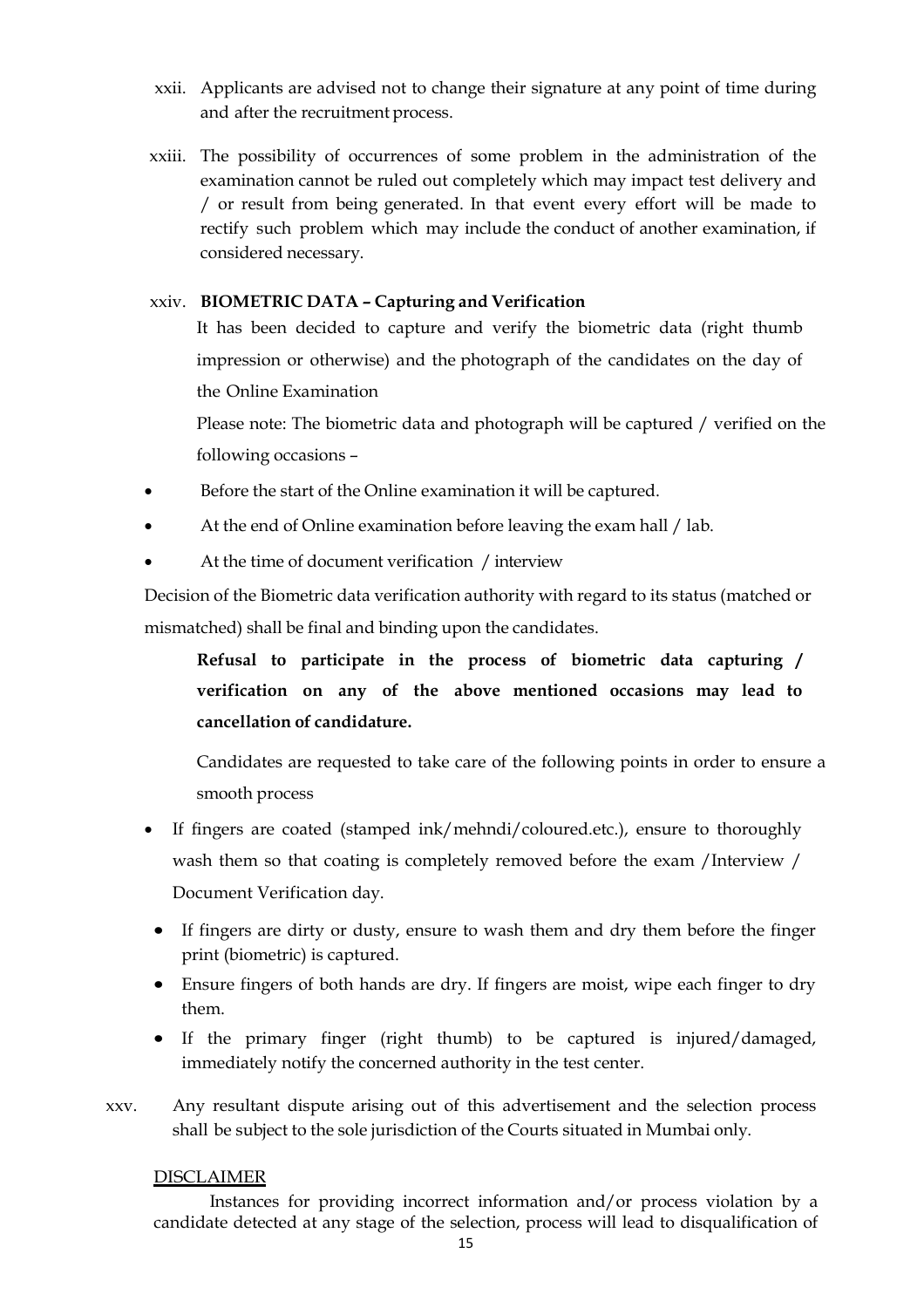xxii. Applicants are advised not to change their signature at any point of time during and after the recruitment process.

xxiii. The possibility of occurrences of some problem in the administration of the examination cannot be ruled out completely which may impact test delivery and / or result from being generated. In that event every effort will be made to rectify such problem which may include the conduct of another examination, if considered necessary.

xxiv. **BIOMETRIC DATA – Capturing and Verification**

It has been decided to capture and verify the biometric data (right thumb impression or otherwise) and the photograph of the candidates on the day of the Online Examination

Please note: The biometric data and photograph will be captured / verified on the following occasions –

- Before the start of the Online examination it will be captured.
- At the end of Online examination before leaving the exam hall / lab.
- At the time of document verification / interview

Decision of the Biometric data verification authority with regard to its status (matched or mismatched) shall be final and binding upon the candidates.

**Refusal to participate in the process of biometric data capturing / verification on any of the above mentioned occasions may lead to cancellation of candidature.**

Candidates are requested to take care of the following points in order to ensure a smooth process

- If fingers are coated (stamped ink/mehndi/coloured.etc.), ensure to thoroughly wash them so that coating is completely removed before the exam /Interview / Document Verification day.
- If fingers are dirty or dusty, ensure to wash them and dry them before the finger print (biometric) is captured.
- Ensure fingers of both hands are dry. If fingers are moist, wipe each finger to dry them.
- If the primary finger (right thumb) to be captured is injured/damaged, immediately notify the concerned authority in the test center.

xxv. Any resultant dispute arising out of this advertisement and the selection process shall be subject to the sole jurisdiction of the Courts situated in Mumbai only.

DISCLAIMER

Instances for providing incorrect information and/or process violation by a candidate detected at any stage of the selection, process will lead to disqualification of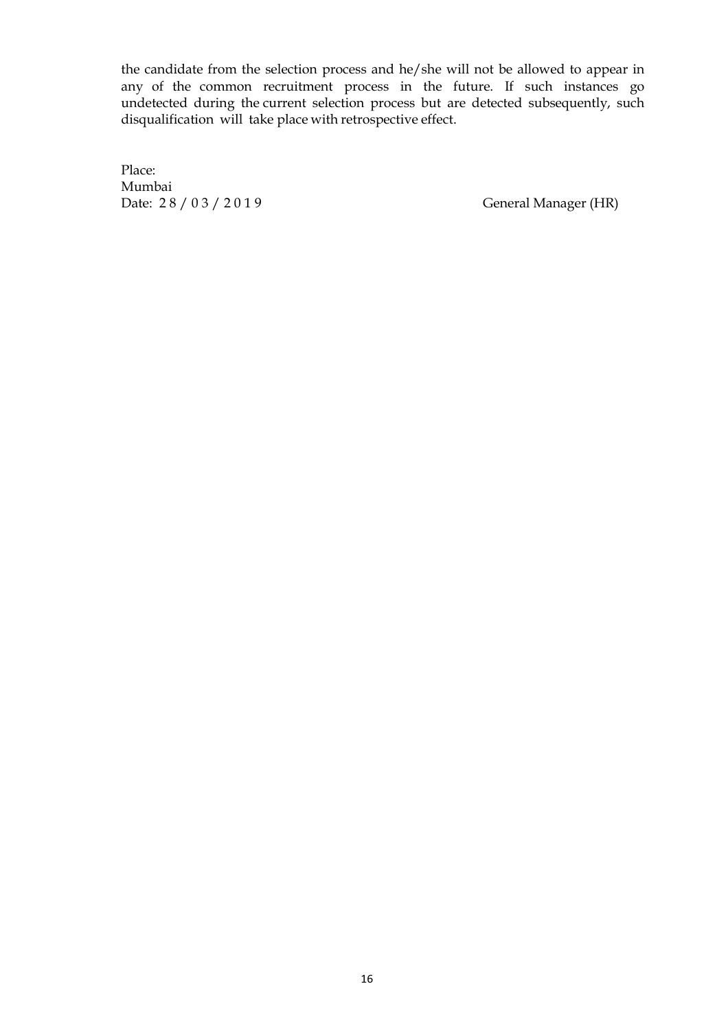the candidate from the selection process and he/she will not be allowed to appear in any of the common recruitment process in the future. If such instances go undetected during the current selection process but are detected subsequently, such disqualification will take place with retrospective effect.

Place:
Mumbai
Date: 28/03/2019

General Manager (HR)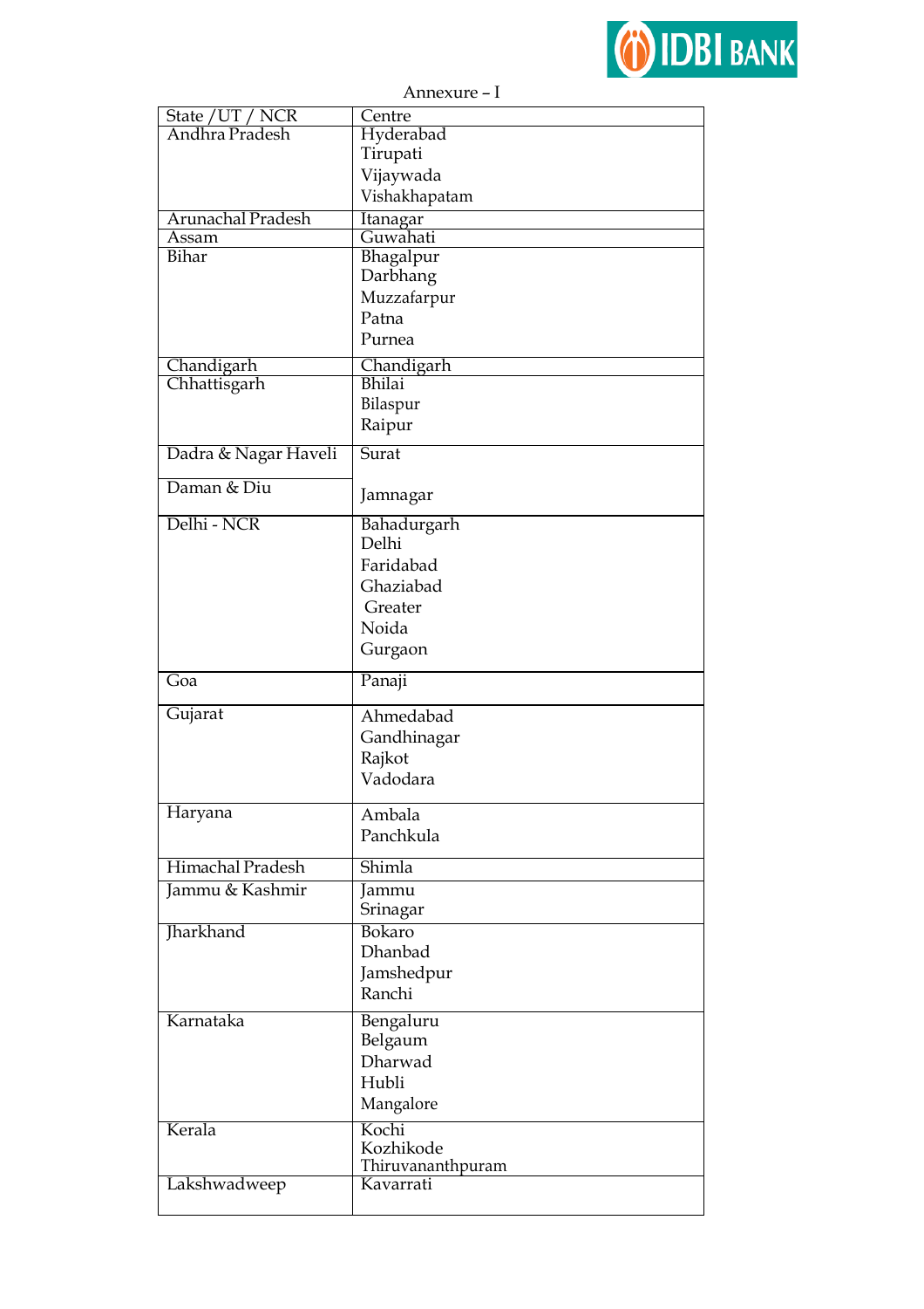Annexure – I

| State / UT / NCR | Centre |
|---|---|
| Andhra Pradesh | Hyderabad<br>Tirupati<br>Vijaywada<br>Vishakhapatam |
| Arunachal Pradesh | Itanagar |
| Assam | Guwahati |
| Bihar | Bhagalpur<br>Darbhang<br>Muzzafarpur<br>Patna<br>Purnea |
| Chandigarh | Chandigarh |
| Chhattisgarh | Bhilai<br>Bilaspur<br>Raipur |
| Dadra & Nagar Haveli | Surat |
| Daman & Diu | Jamnagar |
| Delhi - NCR | Bahadurgarh<br>Delhi<br>Faridabad<br>Ghaziabad<br>Greater<br>Noida<br>Gurgaon |
| Goa | Panaji |
| Gujarat | Ahmedabad<br>Gandhinagar<br>Rajkot<br>Vadodara |
| Haryana | Ambala<br>Panchkula |
| Himachal Pradesh | Shimla |
| Jammu & Kashmir | Jammu<br>Srinagar |
| Jharkhand | Bokaro<br>Dhanbad<br>Jamshedpur<br>Ranchi |
| Karnataka | Bengaluru<br>Belgaum<br>Dharwad<br>Hubli<br>Mangalore |
| Kerala | Kochi<br>Kozhikode<br>Thiruvananthpuram |
| Lakshwadweep | Kavarrati |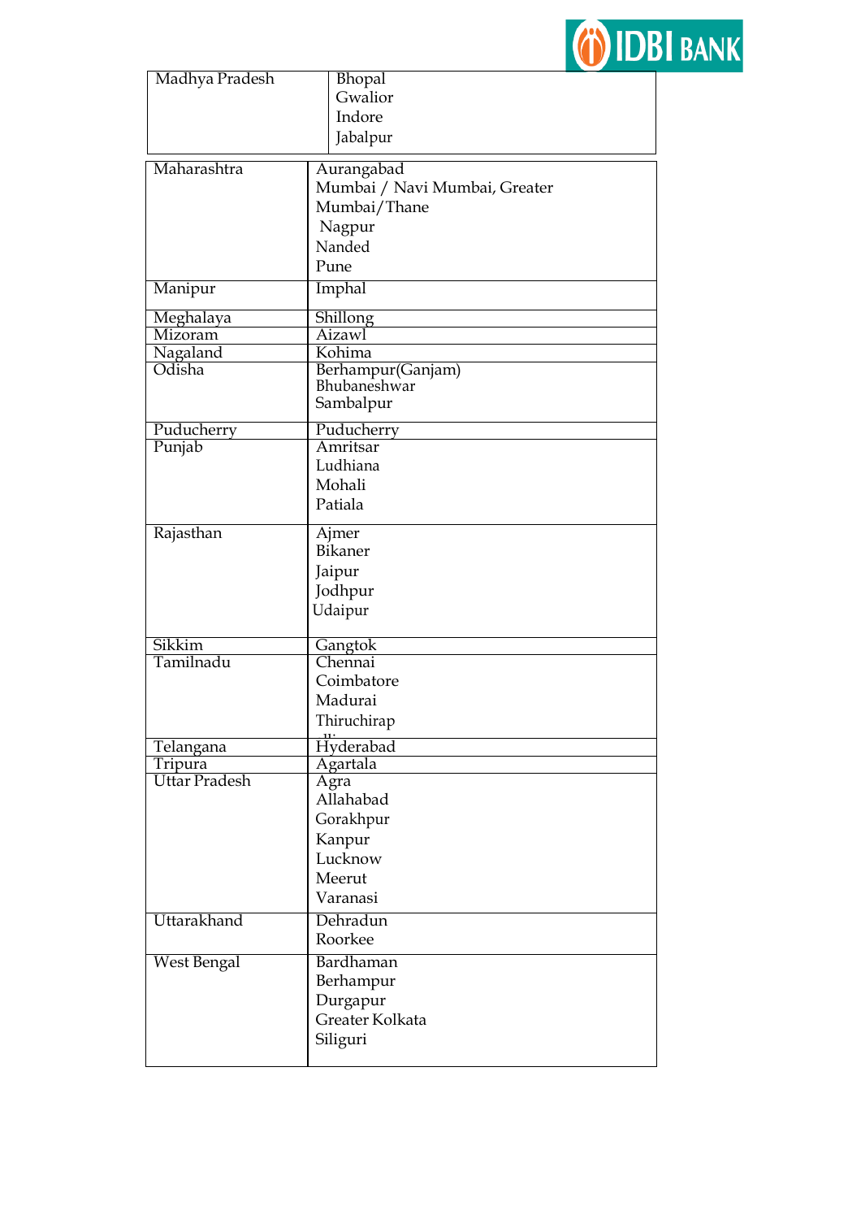| | |
|---|---|
| Madhya Pradesh | Bhopal<br>Gwalior<br>Indore<br>Jabalpur |
| Maharashtra | Aurangabad<br>Mumbai / Navi Mumbai, Greater Mumbai/Thane<br>Nagpur<br>Nanded<br>Pune |
| Manipur | Imphal |
| Meghalaya | Shillong |
| Mizoram | Aizawl |
| Nagaland | Kohima |
| Odisha | Berhampur(Ganjam)<br>Bhubaneshwar<br>Sambalpur |
| Puducherry | Puducherry |
| Punjab | Amritsar<br>Ludhiana<br>Mohali<br>Patiala |
| Rajasthan | Ajmer<br>Bikaner<br>Jaipur<br>Jodhpur<br>Udaipur |
| Sikkim | Gangtok |
| Tamilnadu | Chennai<br>Coimbatore<br>Madurai<br>Thiruchirapalli |
| Telangana | Hyderabad |
| Tripura | Agartala |
| Uttar Pradesh | Agra<br>Allahabad<br>Gorakhpur<br>Kanpur<br>Lucknow<br>Meerut<br>Varanasi |
| Uttarakhand | Dehradun<br>Roorkee |
| West Bengal | Bardhaman<br>Berhampur<br>Durgapur<br>Greater Kolkata<br>Siliguri |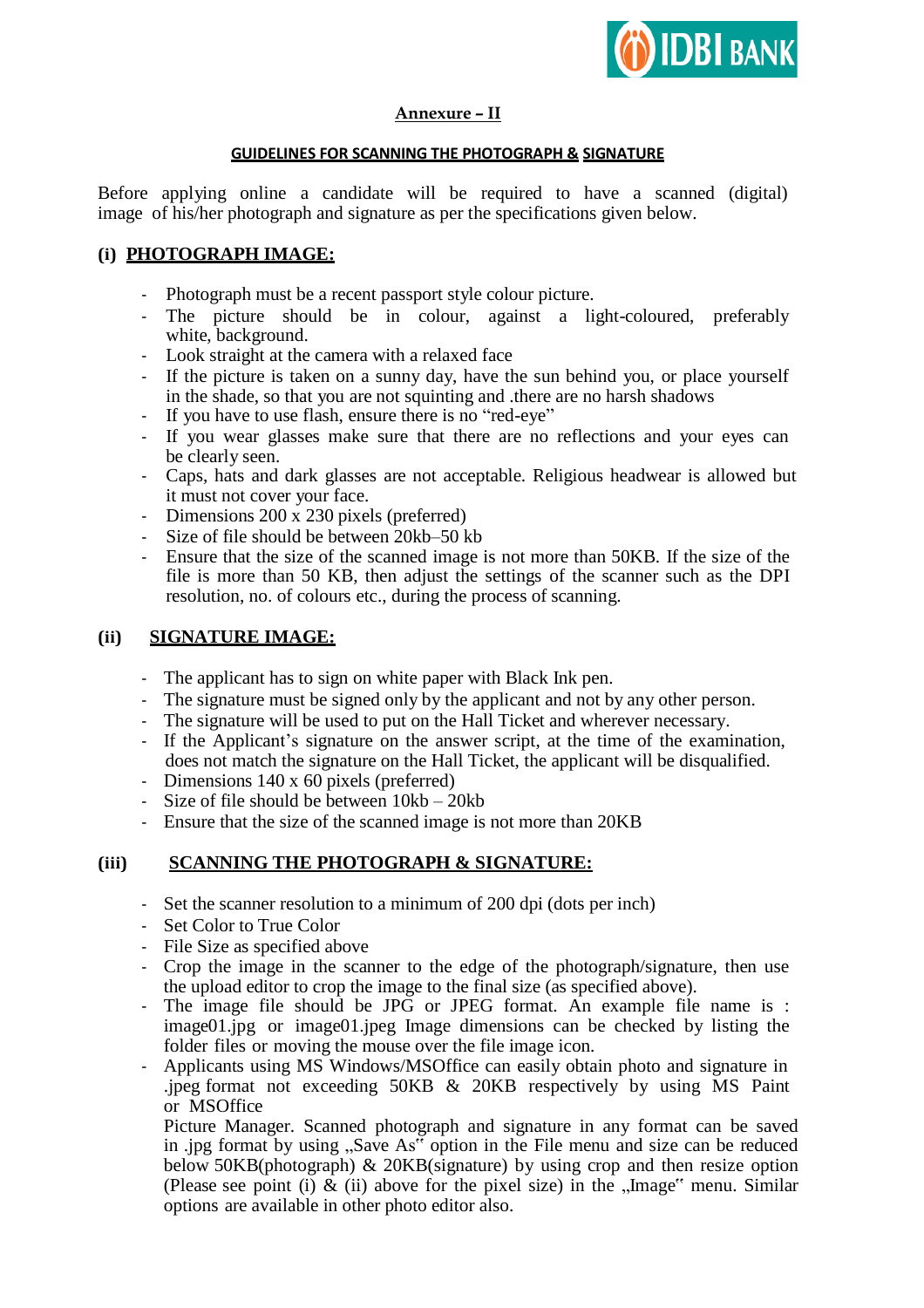## Annexure – II

### GUIDELINES FOR SCANNING THE PHOTOGRAPH & SIGNATURE

Before applying online a candidate will be required to have a scanned (digital) image of his/her photograph and signature as per the specifications given below.

### (i) PHOTOGRAPH IMAGE:

- Photograph must be a recent passport style colour picture.
- The picture should be in colour, against a light-coloured, preferably white, background.
- Look straight at the camera with a relaxed face
- If the picture is taken on a sunny day, have the sun behind you, or place yourself in the shade, so that you are not squinting and .there are no harsh shadows
- If you have to use flash, ensure there is no "red-eye"
- If you wear glasses make sure that there are no reflections and your eyes can be clearly seen.
- Caps, hats and dark glasses are not acceptable. Religious headwear is allowed but it must not cover your face.
- Dimensions 200 x 230 pixels (preferred)
- Size of file should be between 20kb–50 kb
- Ensure that the size of the scanned image is not more than 50KB. If the size of the file is more than 50 KB, then adjust the settings of the scanner such as the DPI resolution, no. of colours etc., during the process of scanning.

### (ii) SIGNATURE IMAGE:

- The applicant has to sign on white paper with Black Ink pen.
- The signature must be signed only by the applicant and not by any other person.
- The signature will be used to put on the Hall Ticket and wherever necessary.
- If the Applicant's signature on the answer script, at the time of the examination, does not match the signature on the Hall Ticket, the applicant will be disqualified.
- Dimensions 140 x 60 pixels (preferred)
- Size of file should be between 10kb – 20kb
- Ensure that the size of the scanned image is not more than 20KB

### (iii) SCANNING THE PHOTOGRAPH & SIGNATURE:

- Set the scanner resolution to a minimum of 200 dpi (dots per inch)
- Set Color to True Color
- File Size as specified above
- Crop the image in the scanner to the edge of the photograph/signature, then use the upload editor to crop the image to the final size (as specified above).
- The image file should be JPG or JPEG format. An example file name is : image01.jpg or image01.jpeg Image dimensions can be checked by listing the folder files or moving the mouse over the file image icon.
- Applicants using MS Windows/MSOffice can easily obtain photo and signature in .jpeg format not exceeding 50KB & 20KB respectively by using MS Paint or MSOffice
  Picture Manager. Scanned photograph and signature in any format can be saved in .jpg format by using „Save As" option in the File menu and size can be reduced below 50KB(photograph) & 20KB(signature) by using crop and then resize option (Please see point (i) & (ii) above for the pixel size) in the „Image" menu. Similar options are available in other photo editor also.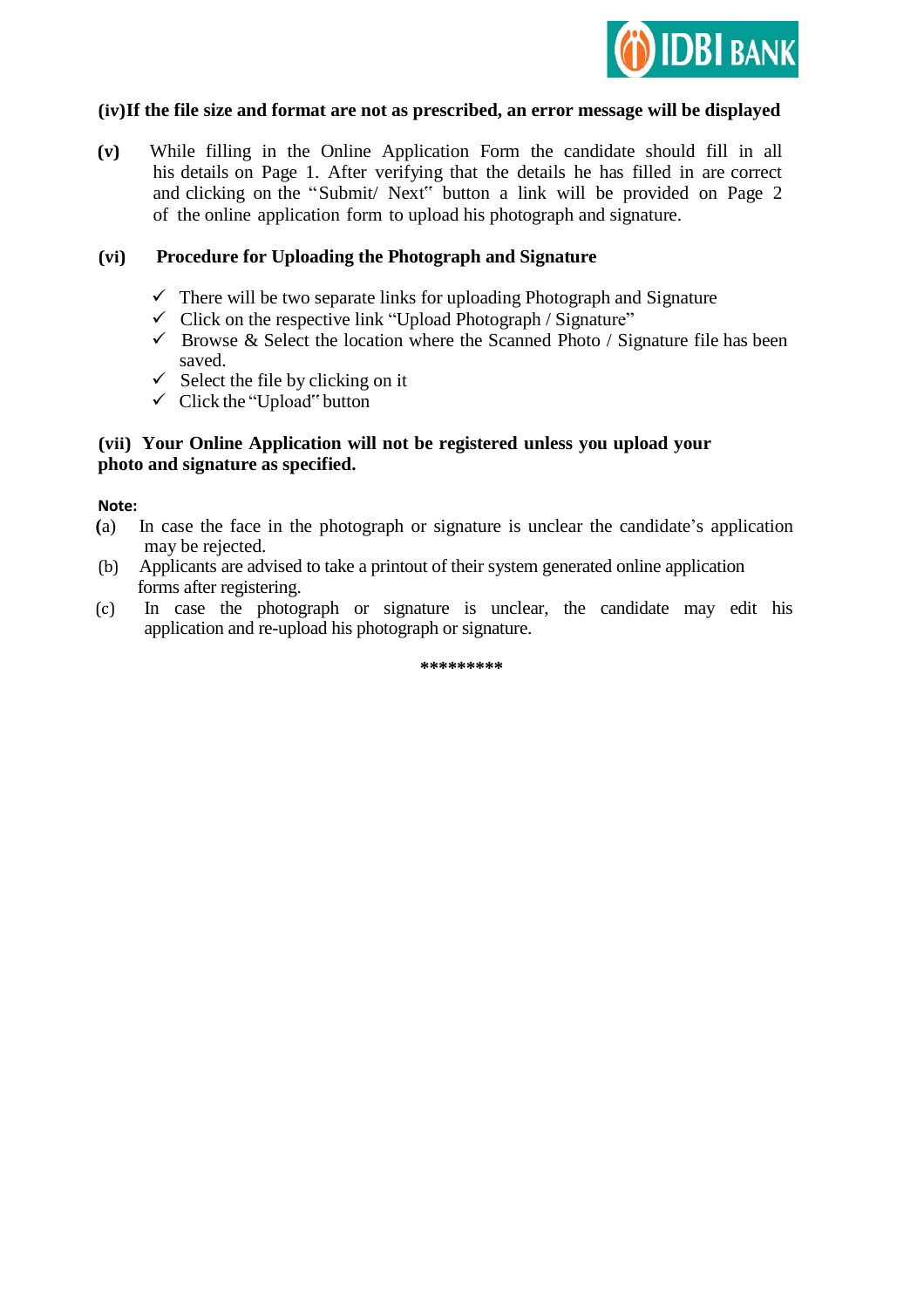**(iv)If the file size and format are not as prescribed, an error message will be displayed**

**(v)** While filling in the Online Application Form the candidate should fill in all his details on Page 1. After verifying that the details he has filled in are correct and clicking on the "Submit/ Next" button a link will be provided on Page 2 of the online application form to upload his photograph and signature.

**(vi) Procedure for Uploading the Photograph and Signature**

- ✓ There will be two separate links for uploading Photograph and Signature
- ✓ Click on the respective link "Upload Photograph / Signature"
- ✓ Browse & Select the location where the Scanned Photo / Signature file has been saved.
- ✓ Select the file by clicking on it
- ✓ Click the "Upload" button

**(vii) Your Online Application will not be registered unless you upload your photo and signature as specified.**

**Note:**

(a) In case the face in the photograph or signature is unclear the candidate's application may be rejected.

(b) Applicants are advised to take a printout of their system generated online application forms after registering.

(c) In case the photograph or signature is unclear, the candidate may edit his application and re-upload his photograph or signature.

\*\*\*\*\*\*\*\*\*